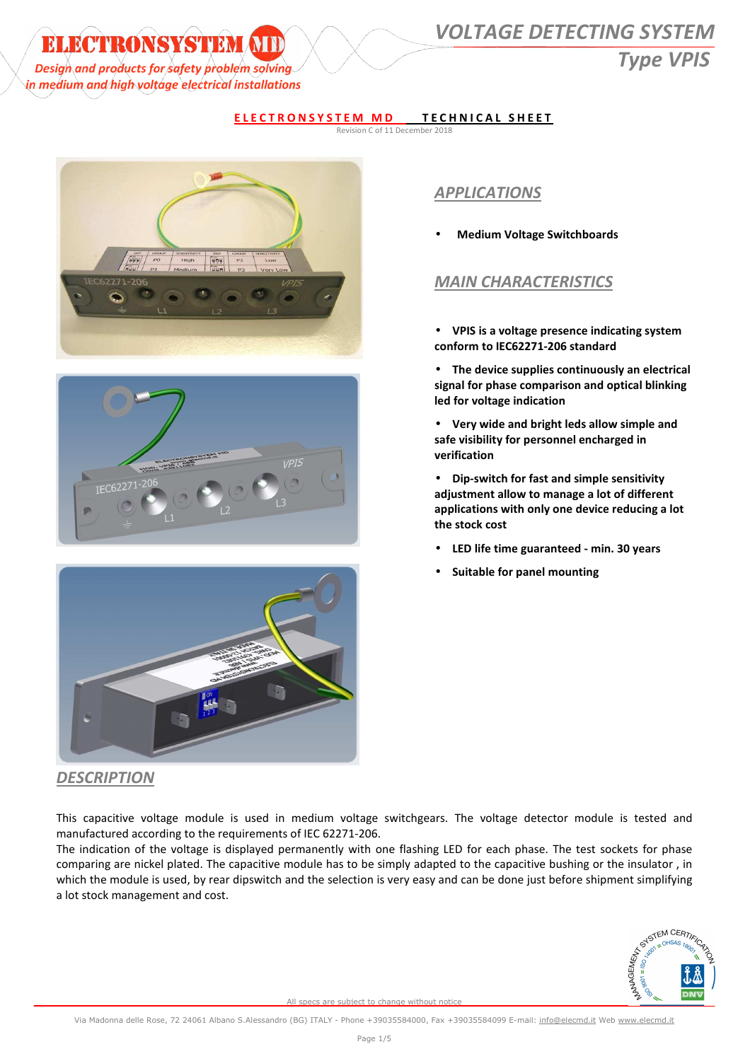# ELECTRONSYSTEM MD

*Design and products for safety problem solving in medium and high voltage electrical installations*

# *VOLTAGE DETECTING SYSTEM*

## *Type VPIS*

**ELECTRONSYSTEM MD TECHNICAL SHEET**

Revision C of 11 December 2018

## *APPLICATIONS*

- **Medium Voltage Switchboards**

## *MAIN CHARACTERISTICS*

- **VPIS is a voltage presence indicating system conform to IEC62271-206 standard**
- **The device supplies continuously an electrical signal for phase comparison and optical blinking led for voltage indication**
- **Very wide and bright leds allow simple and safe visibility for personnel encharged in verification**
- **Dip-switch for fast and simple sensitivity adjustment allow to manage a lot of different applications with only one device reducing a lot the stock cost**
- **LED life time guaranteed - min. 30 years**
- **Suitable for panel mounting**

## *DESCRIPTION*

This capacitive voltage module is used in medium voltage switchgears. The voltage detector module is tested and manufactured according to the requirements of IEC 62271-206.

The indication of the voltage is displayed permanently with one flashing LED for each phase. The test sockets for phase comparing are nickel plated. The capacitive module has to be simply adapted to the capacitive bushing or the insulator , in which the module is used, by rear dipswitch and the selection is very easy and can be done just before shipment simplifying a lot stock management and cost.

All specs are subject to change without notice

Via Madonna delle Rose, 72 24061 Albano S.Alessandro (BG) ITALY - Phone +39035584000, Fax +39035584099 E-mail: info@elecmd.it Web www.elecmd.it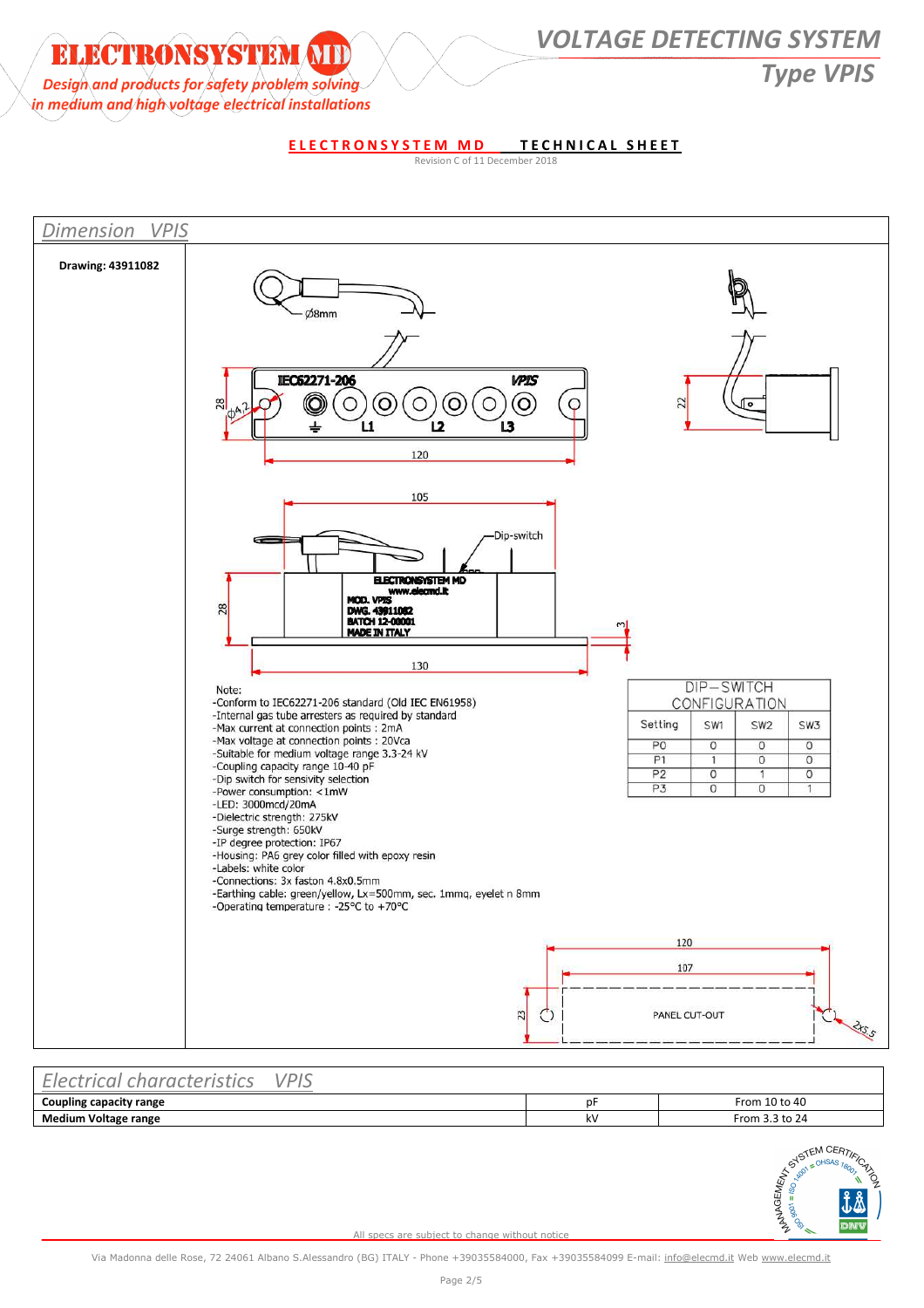# VOLTAGE DETECTING SYSTEM

## Type VPIS

ELECTRONSYSTEM MD

*Design and products for safety problem solving in medium and high voltage electrical installations*

**ELECTRONSYSTEM MD TECHNICAL SHEET**

Revision C of 11 December 2018

## Dimension VPIS

**Drawing: 43911082**

Note:

- -Conform to IEC62271-206 standard (Old IEC EN61958)
- -Internal gas tube arresters as required by standard
- -Max current at connection points : 2mA
- -Max voltage at connection points : 20Vca
- -Suitable for medium voltage range 3.3-24 kV
- -Coupling capacity range 10-40 pF
- -Dip switch for sensivity selection
- -Power consumption: <1mW
- -LED: 3000mcd/20mA
- -Dielectric strength: 275kV
- -Surge strength: 650kV
- -IP degree protection: IP67
- -Housing: PA6 grey color filled with epoxy resin
- -Labels: white color
- -Connections: 3x faston 4.8x0.5mm
- -Earthing cable: green/yellow, Lx=500mm, sec. 1mmq, eyelet n 8mm
- -Operating temperature : -25°C to +70°C

DIP-SWITCH CONFIGURATION

| Setting | SW1 | SW2 | SW3 |
|---|---|---|---|
| P0 | 0 | 0 | 0 |
| P1 | 1 | 0 | 0 |
| P2 | 0 | 1 | 0 |
| P3 | 0 | 0 | 1 |

## Electrical characteristics VPIS

| | | |
|---|---|---|
| **Coupling capacity range** | pF | From 10 to 40 |
| **Medium Voltage range** | kV | From 3.3 to 24 |

All specs are subject to change without notice

Via Madonna delle Rose, 72 24061 Albano S.Alessandro (BG) ITALY - Phone +39035584000, Fax +39035584099 E-mail: info@elecmd.it Web www.elecmd.it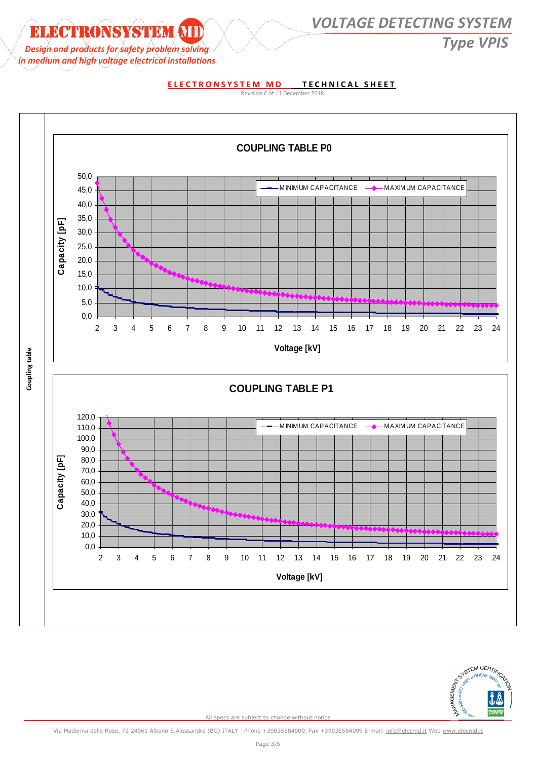**ELECTRONSYSTEM MD TECHNICAL SHEET**

Revision C of 11 December 2018

Coupling table

## COUPLING TABLE P0

Capacity [pF] vs Voltage [kV]

Legend: MINIMUM CAPACITANCE — MAXIMUM CAPACITANCE

Y axis: 0,0 – 5,0 – 10,0 – 15,0 – 20,0 – 25,0 – 30,0 – 35,0 – 40,0 – 45,0 – 50,0

X axis: 2 – 3 – 4 – 5 – 6 – 7 – 8 – 9 – 10 – 11 – 12 – 13 – 14 – 15 – 16 – 17 – 18 – 19 – 20 – 21 – 22 – 23 – 24

## COUPLING TABLE P1

Capacity [pF] vs Voltage [kV]

Legend: MINIMUM CAPACITANCE — MAXIMUM CAPACITANCE

Y axis: 0,0 – 10,0 – 20,0 – 30,0 – 40,0 – 50,0 – 60,0 – 70,0 – 80,0 – 90,0 – 100,0 – 110,0 – 120,0

X axis: 2 – 3 – 4 – 5 – 6 – 7 – 8 – 9 – 10 – 11 – 12 – 13 – 14 – 15 – 16 – 17 – 18 – 19 – 20 – 21 – 22 – 23 – 24

All specs are subject to change without notice

Via Madonna delle Rose, 72 24061 Albano S.Alessandro (BG) ITALY - Phone +39035584000, Fax +39035584099 E-mail: info@elecmd.it Web www.elecmd.it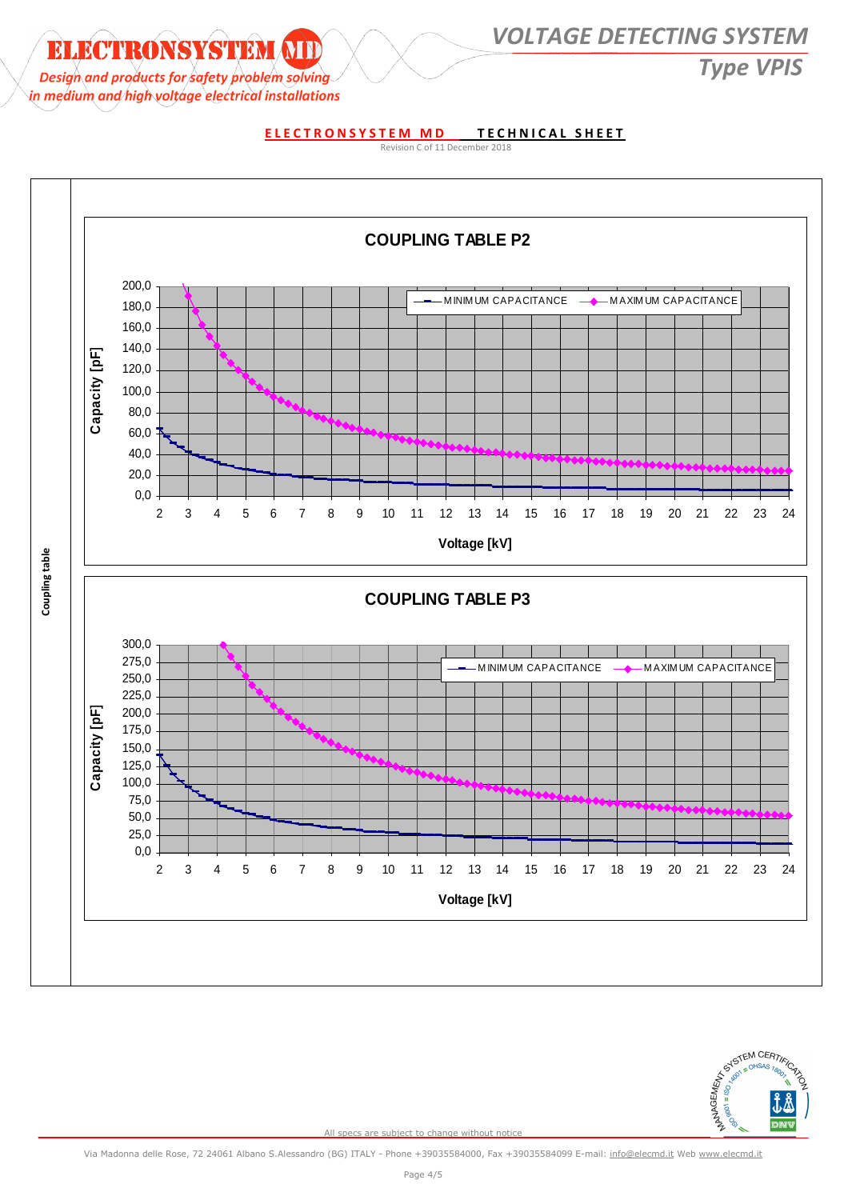**ELECTRONSYSTEM MD TECHNICAL SHEET**

Revision C of 11 December 2018

**Coupling table**

## COUPLING TABLE P2

Capacity [pF] vs Voltage [kV]

— MINIMUM CAPACITANCE — MAXIMUM CAPACITANCE

## COUPLING TABLE P3

Capacity [pF] vs Voltage [kV]

— MINIMUM CAPACITANCE — MAXIMUM CAPACITANCE

All specs are subject to change without notice

Via Madonna delle Rose, 72 24061 Albano S.Alessandro (BG) ITALY - Phone +39035584000, Fax +39035584099 E-mail: info@elecmd.it Web www.elecmd.it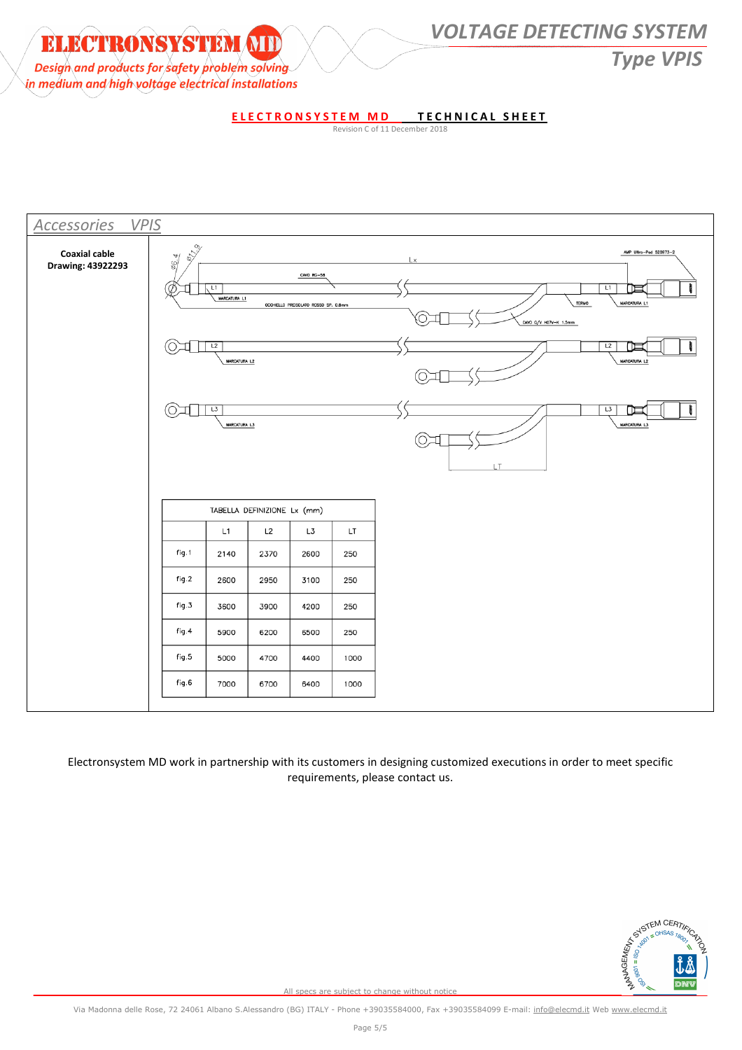**ELECTRONSYSTEM MD** **TECHNICAL SHEET**

Revision C of 11 December 2018

## Accessories VPIS

**Coaxial cable**
**Drawing: 43922293**

Ø6.4
Ø11.9
Lx
AMP Ultra-Pad 520073-2
CAVO RG-58
L1
MARCATURA L1
OCCHIELLO PREISOLATO ROSSO SP. 0.8mm
TERMO
MARCATURA L1
CAVO G/V H07V-K 1.5mm
L2
MARCATURA L2
L3
MARCATURA L3
LT

| TABELLA DEFINIZIONE Lx (mm) | | | | |
|---|---|---|---|---|
| | L1 | L2 | L3 | LT |
| fig.1 | 2140 | 2370 | 2600 | 250 |
| fig.2 | 2600 | 2950 | 3100 | 250 |
| fig.3 | 3600 | 3900 | 4200 | 250 |
| fig.4 | 5900 | 6200 | 6500 | 250 |
| fig.5 | 5000 | 4700 | 4400 | 1000 |
| fig.6 | 7000 | 6700 | 6400 | 1000 |

Electronsystem MD work in partnership with its customers in designing customized executions in order to meet specific requirements, please contact us.

All specs are subject to change without notice